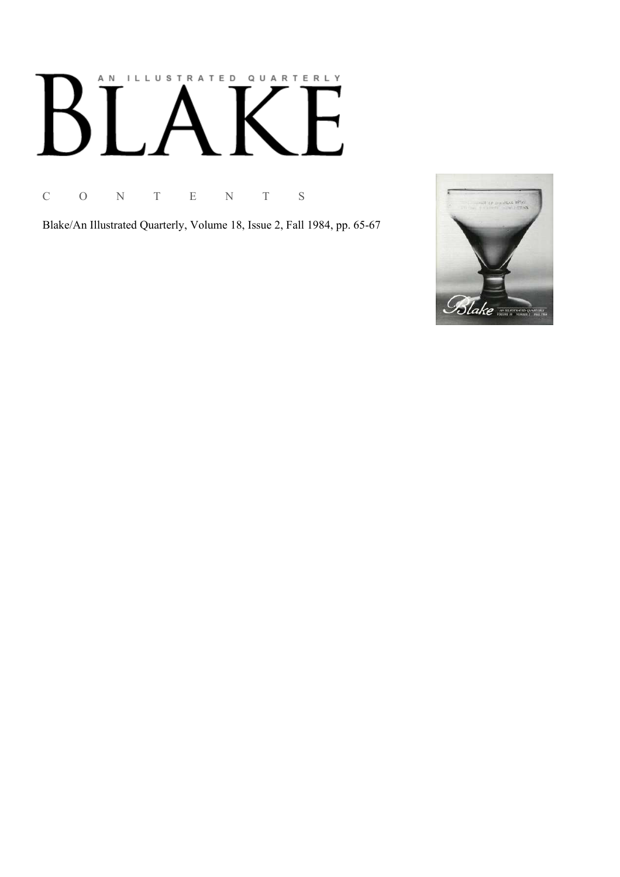AN ILLUSTRATED QUARTERLY

# BLAKE

## C O N T E N T S

Blake/An Illustrated Quarterly, Volume 18, Issue 2, Fall 1984, pp. 65-67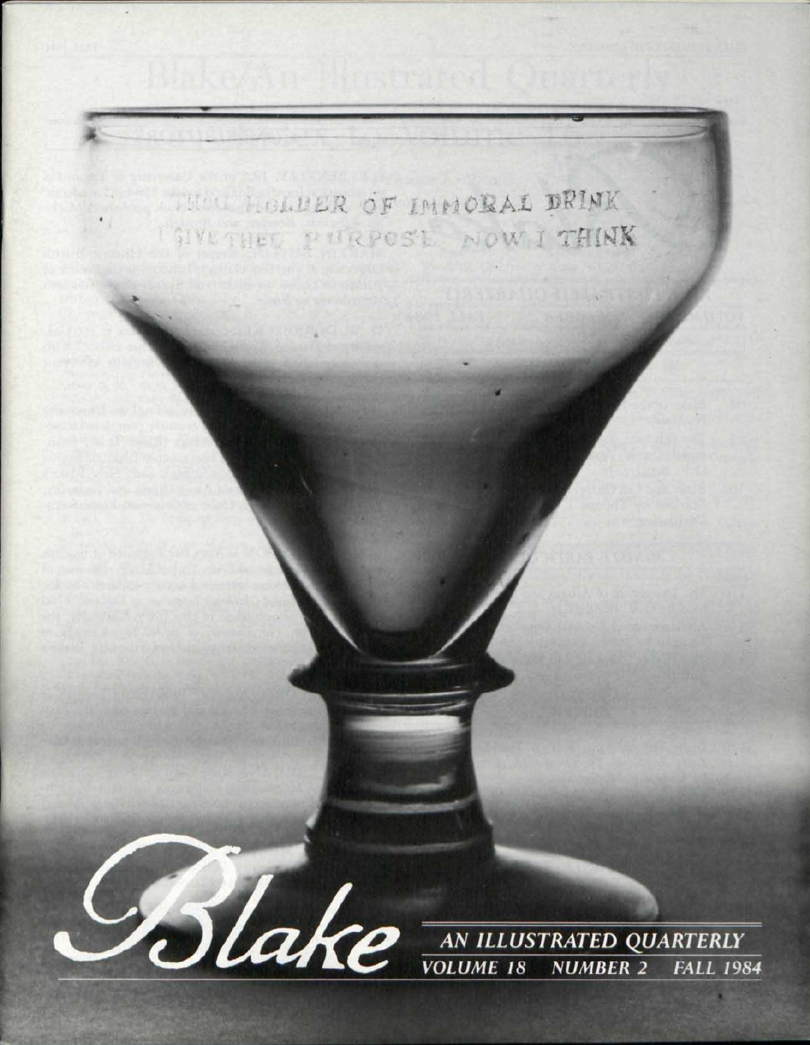THOU HOLDER OF IMMORAL DRINK
I GIVE THEE PURPOSE NOW I THINK

# Blake

AN ILLUSTRATED QUARTERLY

VOLUME 18 NUMBER 2 FALL 1984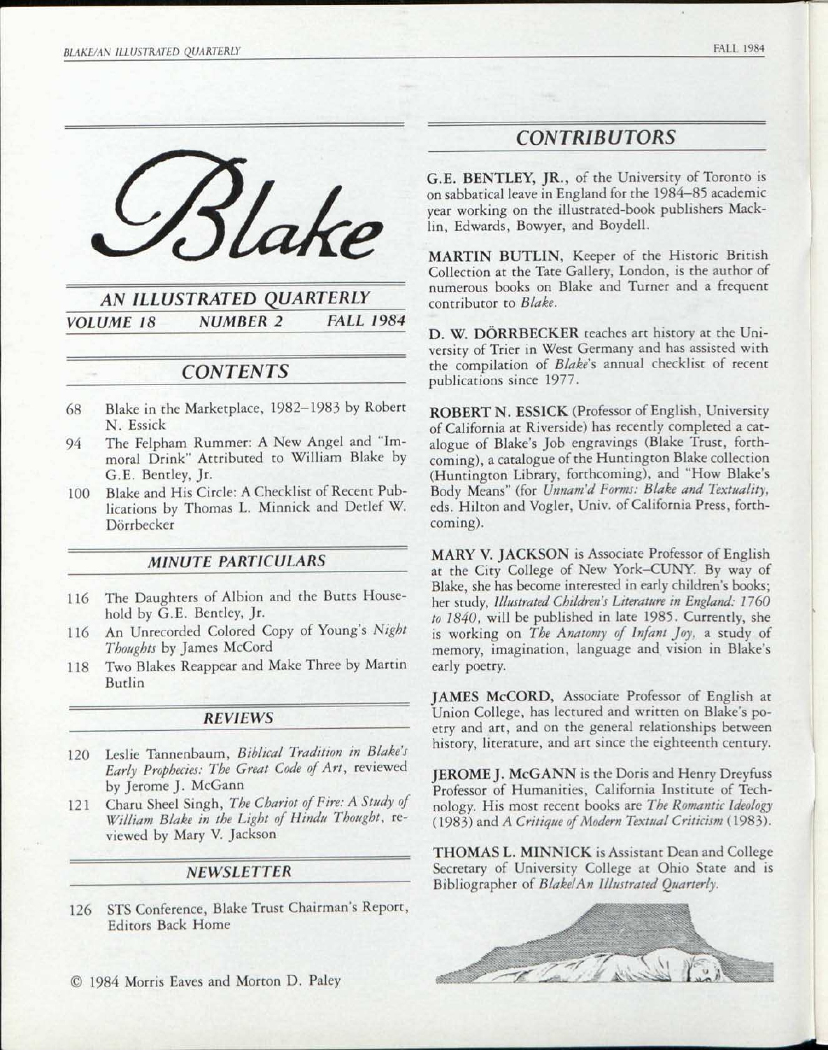# Blake

## AN ILLUSTRATED QUARTERLY

*VOLUME 18 NUMBER 2 FALL 1984*

## CONTENTS

68 Blake in the Marketplace, 1982–1983 by Robert N. Essick

94 The Felpham Rummer: A New Angel and "Immoral Drink" Attributed to William Blake by G.E. Bentley, Jr.

100 Blake and His Circle: A Checklist of Recent Publications by Thomas L. Minnick and Detlef W. Dörrbecker

## MINUTE PARTICULARS

116 The Daughters of Albion and the Butts Household by G.E. Bentley, Jr.

116 An Unrecorded Colored Copy of Young's *Night Thoughts* by James McCord

118 Two Blakes Reappear and Make Three by Martin Butlin

## REVIEWS

120 Leslie Tannenbaum, *Biblical Tradition in Blake's Early Prophecies: The Great Code of Art*, reviewed by Jerome J. McGann

121 Charu Sheel Singh, *The Chariot of Fire: A Study of William Blake in the Light of Hindu Thought*, reviewed by Mary V. Jackson

## NEWSLETTER

126 STS Conference, Blake Trust Chairman's Report, Editors Back Home

© 1984 Morris Eaves and Morton D. Paley

## CONTRIBUTORS

**G.E. BENTLEY, JR.**, of the University of Toronto is on sabbatical leave in England for the 1984–85 academic year working on the illustrated-book publishers Macklin, Edwards, Bowyer, and Boydell.

**MARTIN BUTLIN**, Keeper of the Historic British Collection at the Tate Gallery, London, is the author of numerous books on Blake and Turner and a frequent contributor to *Blake*.

**D. W. DÖRRBECKER** teaches art history at the University of Trier in West Germany and has assisted with the compilation of *Blake*'s annual checklist of recent publications since 1977.

**ROBERT N. ESSICK** (Professor of English, University of California at Riverside) has recently completed a catalogue of Blake's Job engravings (Blake Trust, forthcoming), a catalogue of the Huntington Blake collection (Huntington Library, forthcoming), and "How Blake's Body Means" (for *Unnam'd Forms: Blake and Textuality*, eds. Hilton and Vogler, Univ. of California Press, forthcoming).

**MARY V. JACKSON** is Associate Professor of English at the City College of New York–CUNY. By way of Blake, she has become interested in early children's books; her study, *Illustrated Children's Literature in England: 1760 to 1840*, will be published in late 1985. Currently, she is working on *The Anatomy of Infant Joy*, a study of memory, imagination, language and vision in Blake's early poetry.

**JAMES McCORD**, Associate Professor of English at Union College, has lectured and written on Blake's poetry and art, and on the general relationships between history, literature, and art since the eighteenth century.

**JEROME J. McGANN** is the Doris and Henry Dreyfuss Professor of Humanities, California Institute of Technology. His most recent books are *The Romantic Ideology* (1983) and *A Critique of Modern Textual Criticism* (1983).

**THOMAS L. MINNICK** is Assistant Dean and College Secretary of University College at Ohio State and is Bibliographer of *Blake/An Illustrated Quarterly*.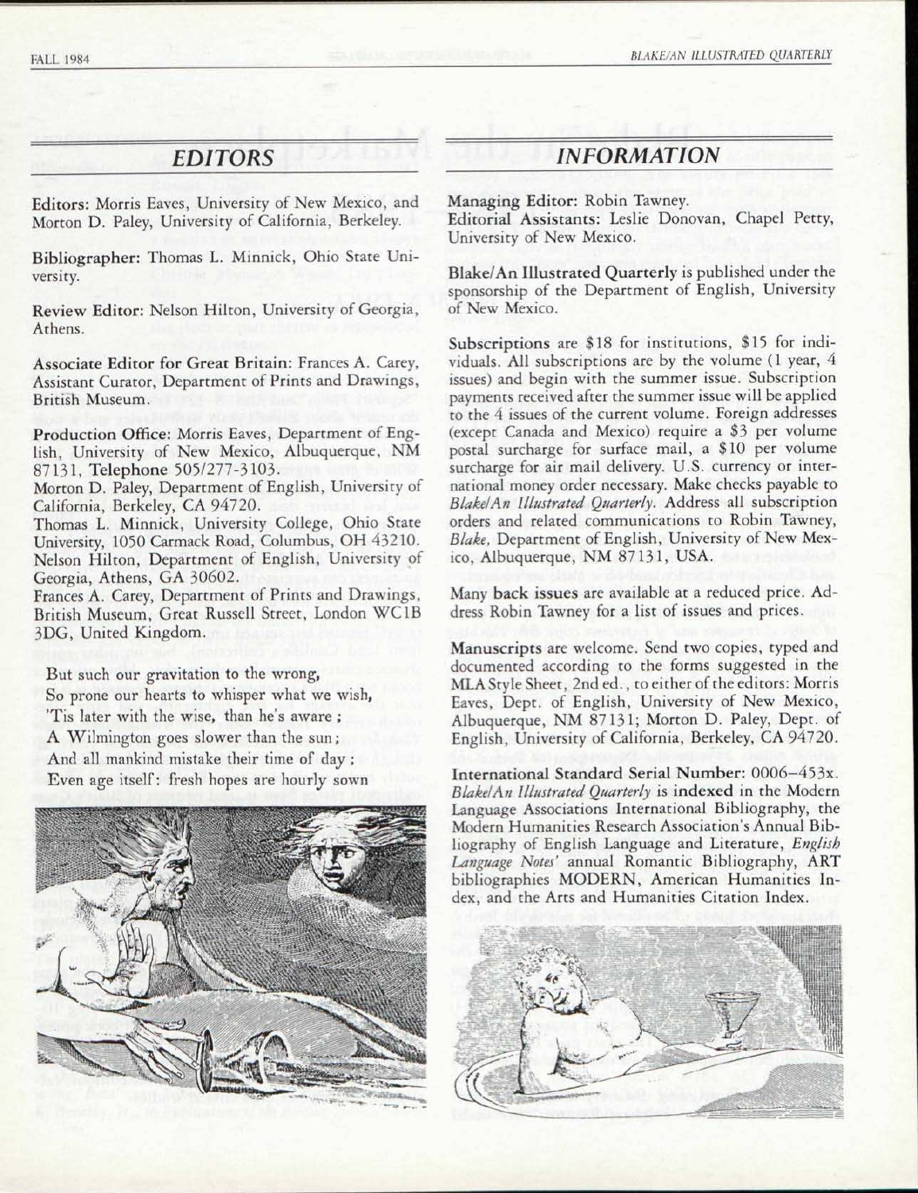## EDITORS

**Editors:** Morris Eaves, University of New Mexico, and Morton D. Paley, University of California, Berkeley.

**Bibliographer:** Thomas L. Minnick, Ohio State University.

**Review Editor:** Nelson Hilton, University of Georgia, Athens.

**Associate Editor for Great Britain:** Frances A. Carey, Assistant Curator, Department of Prints and Drawings, British Museum.

**Production Office:** Morris Eaves, Department of English, University of New Mexico, Albuquerque, NM 87131, Telephone 505/277-3103.
Morton D. Paley, Department of English, University of California, Berkeley, CA 94720.
Thomas L. Minnick, University College, Ohio State University, 1050 Carmack Road, Columbus, OH 43210.
Nelson Hilton, Department of English, University of Georgia, Athens, GA 30602.
Frances A. Carey, Department of Prints and Drawings, British Museum, Great Russell Street, London WC1B 3DG, United Kingdom.

But such our gravitation to the wrong,
So prone our hearts to whisper what we wish,
'Tis later with the wise, than he's aware;
A Wilmington goes slower than the sun;
And all mankind mistake their time of day;
Even age itself: fresh hopes are hourly sown

## INFORMATION

**Managing Editor:** Robin Tawney.
**Editorial Assistants:** Leslie Donovan, Chapel Petty, University of New Mexico.

**Blake/An Illustrated Quarterly** is published under the sponsorship of the Department of English, University of New Mexico.

**Subscriptions** are $18 for institutions, $15 for individuals. All subscriptions are by the volume (1 year, 4 issues) and begin with the summer issue. Subscription payments received after the summer issue will be applied to the 4 issues of the current volume. Foreign addresses (except Canada and Mexico) require a $3 per volume postal surcharge for surface mail, a $10 per volume surcharge for air mail delivery. U.S. currency or international money order necessary. Make checks payable to *Blake/An Illustrated Quarterly*. Address all subscription orders and related communications to Robin Tawney, *Blake*, Department of English, University of New Mexico, Albuquerque, NM 87131, USA.

Many **back issues** are available at a reduced price. Address Robin Tawney for a list of issues and prices.

**Manuscripts** are welcome. Send two copies, typed and documented according to the forms suggested in the MLA Style Sheet, 2nd ed., to either of the editors: Morris Eaves, Dept. of English, University of New Mexico, Albuquerque, NM 87131; Morton D. Paley, Dept. of English, University of California, Berkeley, CA 94720.

**International Standard Serial Number:** 0006–453x. *Blake/An Illustrated Quarterly* is **indexed** in the Modern Language Associations International Bibliography, the Modern Humanities Research Association's Annual Bibliography of English Language and Literature, *English Language Notes'* annual Romantic Bibliography, ART bibliographies MODERN, American Humanities Index, and the Arts and Humanities Citation Index.